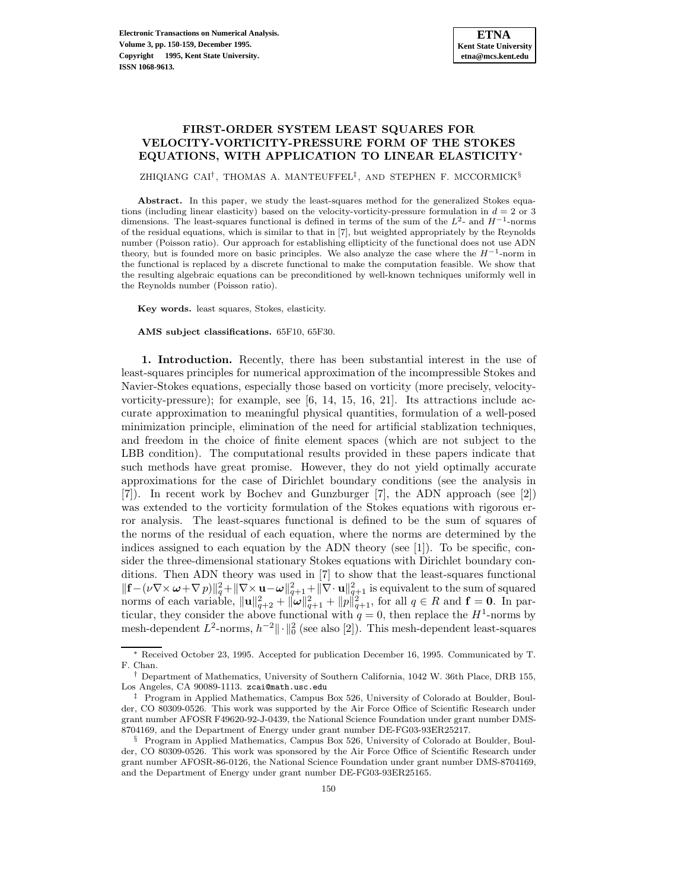# FIRST-ORDER SYSTEM LEAST SQUARES FOR VELOCITY-VORTICITY-PRESSURE FORM OF THE STOKES EQUATIONS, WITH APPLICATION TO LINEAR ELASTICITY*

ZHIQIANG CAI†, THOMAS A. MANTEUFFEL‡, AND STEPHEN F. MCCORMICK§

**Abstract.** In this paper, we study the least-squares method for the generalized Stokes equations (including linear elasticity) based on the velocity-vorticity-pressure formulation in $d = 2$ or 3 dimensions. The least-squares functional is defined in terms of the sum of the $L^2$- and $H^{-1}$-norms of the residual equations, which is similar to that in [7], but weighted appropriately by the Reynolds number (Poisson ratio). Our approach for establishing ellipticity of the functional does not use ADN theory, but is founded more on basic principles. We also analyze the case where the $H^{-1}$-norm in the functional is replaced by a discrete functional to make the computation feasible. We show that the resulting algebraic equations can be preconditioned by well-known techniques uniformly well in the Reynolds number (Poisson ratio).

**Key words.** least squares, Stokes, elasticity.

**AMS subject classifications.** 65F10, 65F30.

**1. Introduction.** Recently, there has been substantial interest in the use of least-squares principles for numerical approximation of the incompressible Stokes and Navier-Stokes equations, especially those based on vorticity (more precisely, velocity-vorticity-pressure); for example, see [6, 14, 15, 16, 21]. Its attractions include accurate approximation to meaningful physical quantities, formulation of a well-posed minimization principle, elimination of the need for artificial stablization techniques, and freedom in the choice of finite element spaces (which are not subject to the LBB condition). The computational results provided in these papers indicate that such methods have great promise. However, they do not yield optimally accurate approximations for the case of Dirichlet boundary conditions (see the analysis in [7]). In recent work by Bochev and Gunzburger [7], the ADN approach (see [2]) was extended to the vorticity formulation of the Stokes equations with rigorous error analysis. The least-squares functional is defined to be the sum of squares of the norms of the residual of each equation, where the norms are determined by the indices assigned to each equation by the ADN theory (see [1]). To be specific, consider the three-dimensional stationary Stokes equations with Dirichlet boundary conditions. Then ADN theory was used in [7] to show that the least-squares functional $\|\mathbf{f}-(\nu\nabla\times\boldsymbol{\omega}+\nabla p)\|_q^2+\|\nabla\times\mathbf{u}-\boldsymbol{\omega}\|_{q+1}^2+\|\nabla\cdot\mathbf{u}\|_{q+1}^2$ is equivalent to the sum of squared norms of each variable, $\|\mathbf{u}\|_{q+2}^2+\|\boldsymbol{\omega}\|_{q+1}^2+\|p\|_{q+1}^2$, for all $q \in R$ and $\mathbf{f} = \mathbf{0}$. In particular, they consider the above functional with $q = 0$, then replace the $H^1$-norms by mesh-dependent $L^2$-norms, $h^{-2}\|\cdot\|_0^2$ (see also [2]). This mesh-dependent least-squares

---

* Received October 23, 1995. Accepted for publication December 16, 1995. Communicated by T. F. Chan.

† Department of Mathematics, University of Southern California, 1042 W. 36th Place, DRB 155, Los Angeles, CA 90089-1113. zcai@math.usc.edu

‡ Program in Applied Mathematics, Campus Box 526, University of Colorado at Boulder, Boulder, CO 80309-0526. This work was supported by the Air Force Office of Scientific Research under grant number AFOSR F49620-92-J-0439, the National Science Foundation under grant number DMS-8704169, and the Department of Energy under grant number DE-FG03-93ER25217.

§ Program in Applied Mathematics, Campus Box 526, University of Colorado at Boulder, Boulder, CO 80309-0526. This work was sponsored by the Air Force Office of Scientific Research under grant number AFOSR-86-0126, the National Science Foundation under grant number DMS-8704169, and the Department of Energy under grant number DE-FG03-93ER25165.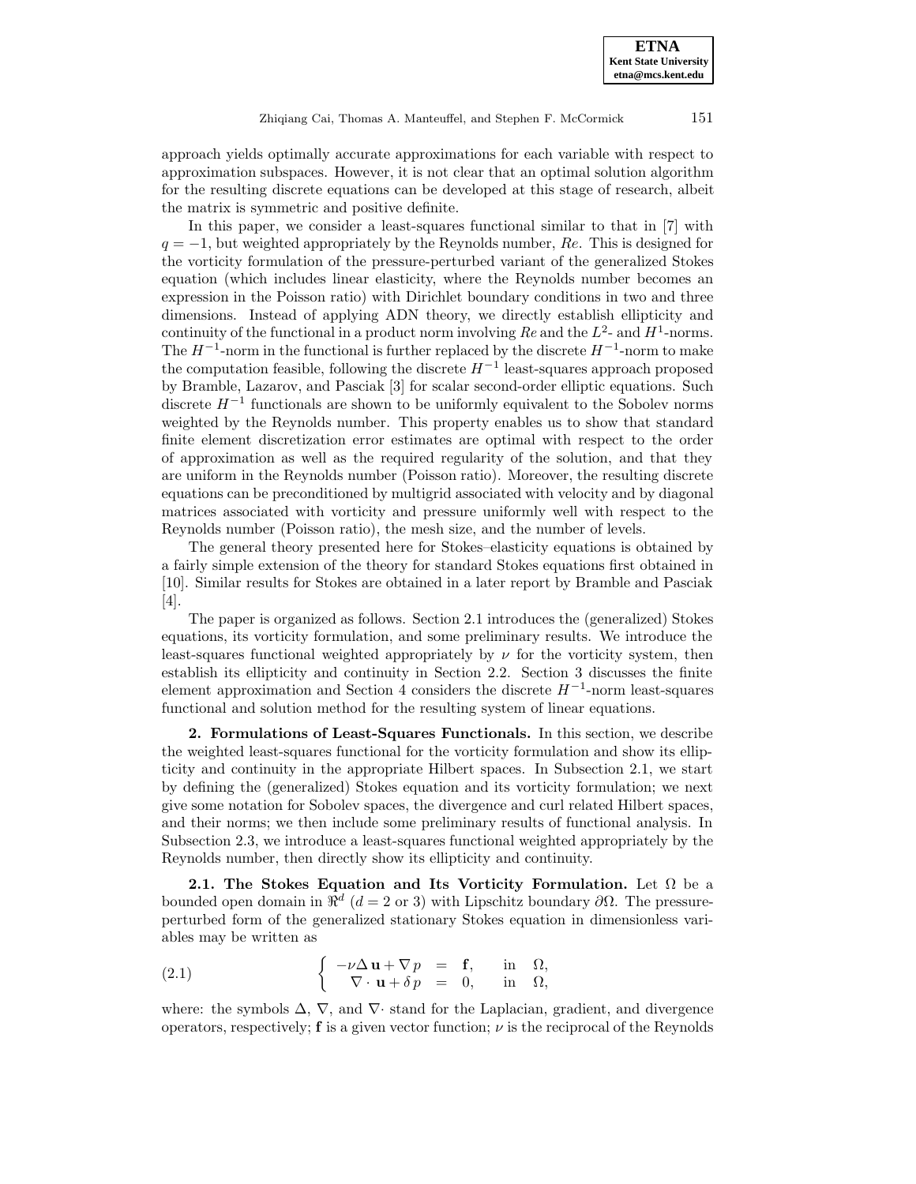approach yields optimally accurate approximations for each variable with respect to approximation subspaces. However, it is not clear that an optimal solution algorithm for the resulting discrete equations can be developed at this stage of research, albeit the matrix is symmetric and positive definite.

In this paper, we consider a least-squares functional similar to that in [7] with $q = -1$, but weighted appropriately by the Reynolds number, $Re$. This is designed for the vorticity formulation of the pressure-perturbed variant of the generalized Stokes equation (which includes linear elasticity, where the Reynolds number becomes an expression in the Poisson ratio) with Dirichlet boundary conditions in two and three dimensions. Instead of applying ADN theory, we directly establish ellipticity and continuity of the functional in a product norm involving $Re$ and the $L^2$- and $H^1$-norms. The $H^{-1}$-norm in the functional is further replaced by the discrete $H^{-1}$-norm to make the computation feasible, following the discrete $H^{-1}$ least-squares approach proposed by Bramble, Lazarov, and Pasciak [3] for scalar second-order elliptic equations. Such discrete $H^{-1}$ functionals are shown to be uniformly equivalent to the Sobolev norms weighted by the Reynolds number. This property enables us to show that standard finite element discretization error estimates are optimal with respect to the order of approximation as well as the required regularity of the solution, and that they are uniform in the Reynolds number (Poisson ratio). Moreover, the resulting discrete equations can be preconditioned by multigrid associated with velocity and by diagonal matrices associated with vorticity and pressure uniformly well with respect to the Reynolds number (Poisson ratio), the mesh size, and the number of levels.

The general theory presented here for Stokes–elasticity equations is obtained by a fairly simple extension of the theory for standard Stokes equations first obtained in [10]. Similar results for Stokes are obtained in a later report by Bramble and Pasciak [4].

The paper is organized as follows. Section 2.1 introduces the (generalized) Stokes equations, its vorticity formulation, and some preliminary results. We introduce the least-squares functional weighted appropriately by $\nu$ for the vorticity system, then establish its ellipticity and continuity in Section 2.2. Section 3 discusses the finite element approximation and Section 4 considers the discrete $H^{-1}$-norm least-squares functional and solution method for the resulting system of linear equations.

## 2. Formulations of Least-Squares Functionals.

In this section, we describe the weighted least-squares functional for the vorticity formulation and show its ellipticity and continuity in the appropriate Hilbert spaces. In Subsection 2.1, we start by defining the (generalized) Stokes equation and its vorticity formulation; we next give some notation for Sobolev spaces, the divergence and curl related Hilbert spaces, and their norms; we then include some preliminary results of functional analysis. In Subsection 2.3, we introduce a least-squares functional weighted appropriately by the Reynolds number, then directly show its ellipticity and continuity.

### 2.1. The Stokes Equation and Its Vorticity Formulation.

Let $\Omega$ be a bounded open domain in $\Re^d$ ($d = 2$ or 3) with Lipschitz boundary $\partial\Omega$. The pressure-perturbed form of the generalized stationary Stokes equation in dimensionless variables may be written as

$$
\left\{ \begin{array}{rcll} -\nu\Delta\,\mathbf{u} + \nabla\,p & = & \mathbf{f}, & \text{in} \quad \Omega, \\ \nabla\cdot\,\mathbf{u} + \delta\,p & = & 0, & \text{in} \quad \Omega, \end{array} \right. \tag{2.1}
$$

where: the symbols $\Delta$, $\nabla$, and $\nabla\cdot$ stand for the Laplacian, gradient, and divergence operators, respectively; $\mathbf{f}$ is a given vector function; $\nu$ is the reciprocal of the Reynolds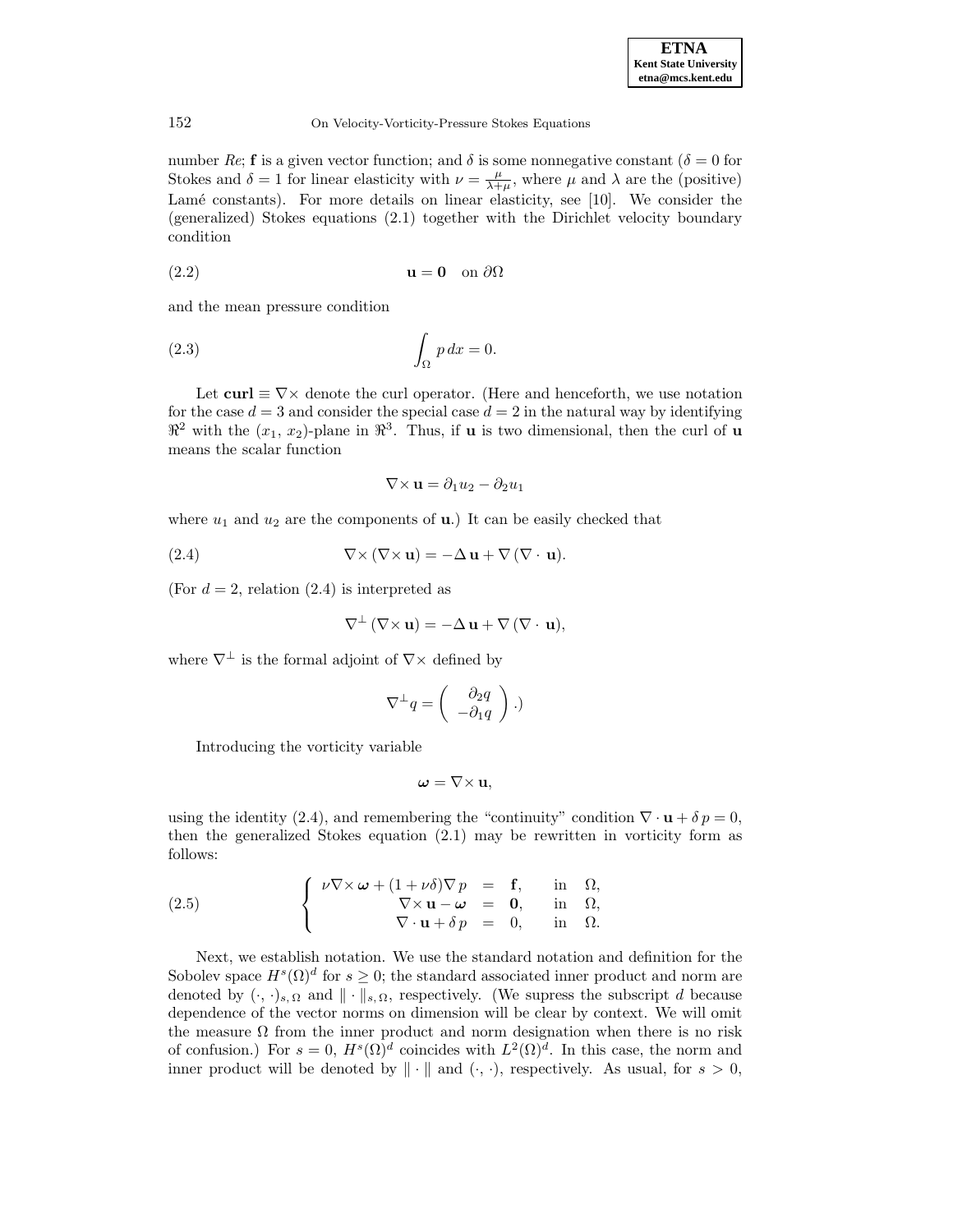number $Re$; $\mathbf{f}$ is a given vector function; and $\delta$ is some nonnegative constant ($\delta = 0$ for Stokes and $\delta = 1$ for linear elasticity with $\nu = \frac{\mu}{\lambda+\mu}$, where $\mu$ and $\lambda$ are the (positive) Lamé constants). For more details on linear elasticity, see [10]. We consider the (generalized) Stokes equations (2.1) together with the Dirichlet velocity boundary condition

$$\mathbf{u} = \mathbf{0} \quad \text{on } \partial\Omega \tag{2.2}$$

and the mean pressure condition

$$\int_\Omega p \, dx = 0. \tag{2.3}$$

Let $\mathbf{curl} \equiv \nabla\times$ denote the curl operator. (Here and henceforth, we use notation for the case $d = 3$ and consider the special case $d = 2$ in the natural way by identifying $\Re^2$ with the $(x_1, x_2)$-plane in $\Re^3$. Thus, if $\mathbf{u}$ is two dimensional, then the curl of $\mathbf{u}$ means the scalar function

$$\nabla\times \mathbf{u} = \partial_1 u_2 - \partial_2 u_1$$

where $u_1$ and $u_2$ are the components of $\mathbf{u}$.) It can be easily checked that

$$\nabla\times(\nabla\times \mathbf{u}) = -\Delta\, \mathbf{u} + \nabla\,(\nabla\cdot\, \mathbf{u}). \tag{2.4}$$

(For $d = 2$, relation (2.4) is interpreted as

$$\nabla^\perp\,(\nabla\times \mathbf{u}) = -\Delta\, \mathbf{u} + \nabla\,(\nabla\cdot\, \mathbf{u}),$$

where $\nabla^\perp$ is the formal adjoint of $\nabla\times$ defined by

$$\nabla^\perp q = \begin{pmatrix} \partial_2 q \\ -\partial_1 q \end{pmatrix}.)$$

Introducing the vorticity variable

$$\boldsymbol{\omega} = \nabla\times \mathbf{u},$$

using the identity (2.4), and remembering the "continuity" condition $\nabla\cdot\mathbf{u} + \delta\, p = 0$, then the generalized Stokes equation (2.1) may be rewritten in vorticity form as follows:

$$\left\{ \begin{array}{rcll} \nu\nabla\times\boldsymbol{\omega} + (1+\nu\delta)\nabla p & = & \mathbf{f}, & \text{in} \quad \Omega, \\ \nabla\times\mathbf{u} - \boldsymbol{\omega} & = & \mathbf{0}, & \text{in} \quad \Omega, \\ \nabla\cdot\mathbf{u} + \delta\, p & = & 0, & \text{in} \quad \Omega. \end{array} \right. \tag{2.5}$$

Next, we establish notation. We use the standard notation and definition for the Sobolev space $H^s(\Omega)^d$ for $s \geq 0$; the standard associated inner product and norm are denoted by $(\cdot,\cdot)_{s,\Omega}$ and $\|\cdot\|_{s,\Omega}$, respectively. (We supress the subscript $d$ because dependence of the vector norms on dimension will be clear by context. We will omit the measure $\Omega$ from the inner product and norm designation when there is no risk of confusion.) For $s = 0$, $H^s(\Omega)^d$ coincides with $L^2(\Omega)^d$. In this case, the norm and inner product will be denoted by $\|\cdot\|$ and $(\cdot,\cdot)$, respectively. As usual, for $s > 0$,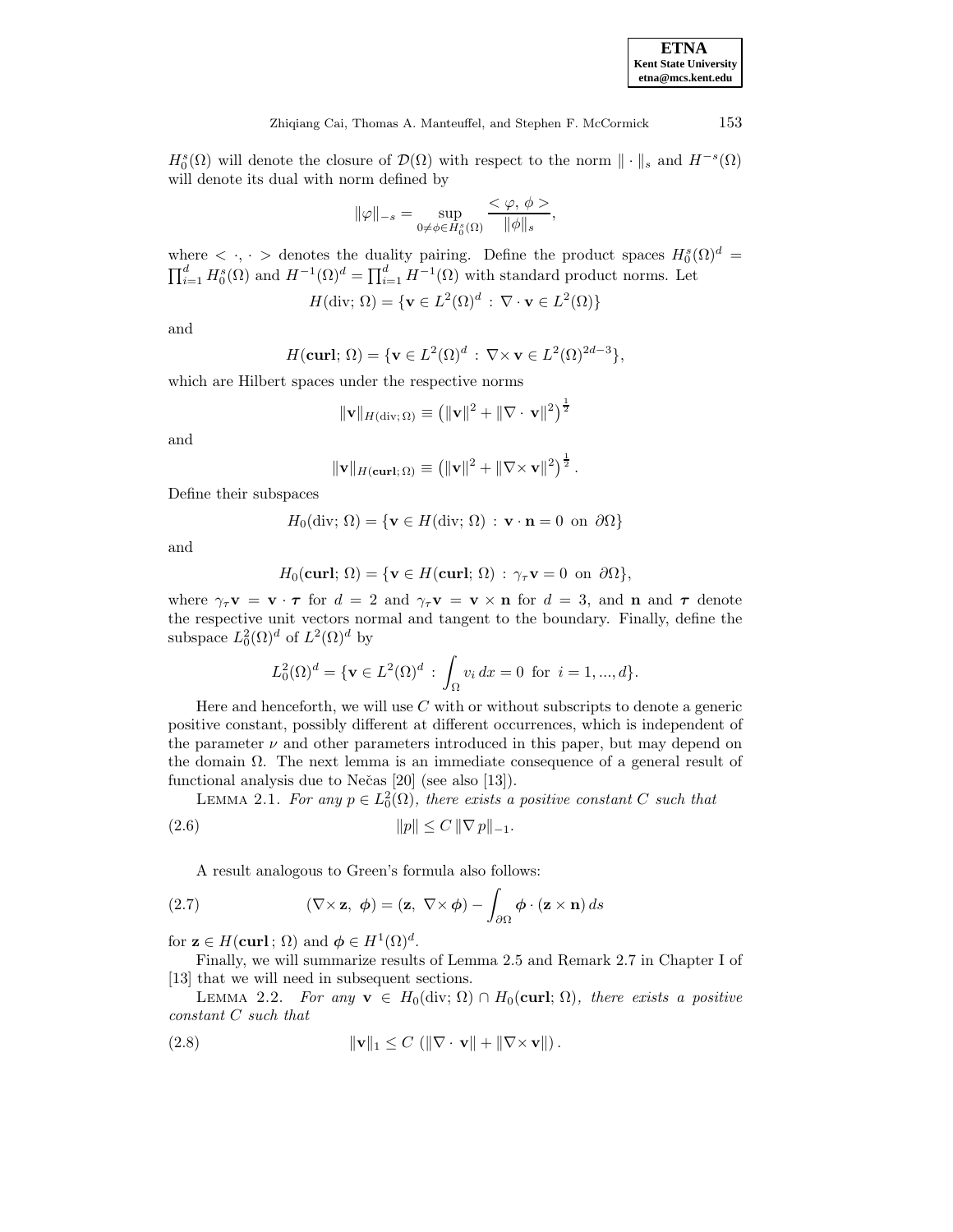$H_0^s(\Omega)$ will denote the closure of $\mathcal{D}(\Omega)$ with respect to the norm $\|\cdot\|_s$ and $H^{-s}(\Omega)$ will denote its dual with norm defined by

$$\|\varphi\|_{-s} = \sup_{0 \neq \phi \in H_0^s(\Omega)} \frac{< \varphi,\, \phi >}{\|\phi\|_s},$$

where $< \cdot, \cdot >$ denotes the duality pairing. Define the product spaces $H_0^s(\Omega)^d = \prod_{i=1}^d H_0^s(\Omega)$ and $H^{-1}(\Omega)^d = \prod_{i=1}^d H^{-1}(\Omega)$ with standard product norms. Let

$$H(\text{div};\, \Omega) = \{\mathbf{v} \in L^2(\Omega)^d \,:\, \nabla\cdot \mathbf{v} \in L^2(\Omega)\}$$

and

$$H(\mathbf{curl};\, \Omega) = \{\mathbf{v} \in L^2(\Omega)^d \,:\, \nabla\times \mathbf{v} \in L^2(\Omega)^{2d-3}\},$$

which are Hilbert spaces under the respective norms

$$\|\mathbf{v}\|_{H(\text{div};\,\Omega)} \equiv \left(\|\mathbf{v}\|^2 + \|\nabla\cdot\, \mathbf{v}\|^2\right)^{\frac{1}{2}}$$

and

$$\|\mathbf{v}\|_{H(\mathbf{curl};\,\Omega)} \equiv \left(\|\mathbf{v}\|^2 + \|\nabla\times \mathbf{v}\|^2\right)^{\frac{1}{2}}.$$

Define their subspaces

$$H_0(\text{div};\, \Omega) = \{\mathbf{v} \in H(\text{div};\, \Omega) \,:\, \mathbf{v}\cdot\mathbf{n} = 0 \text{ on } \partial\Omega\}$$

and

$$H_0(\mathbf{curl};\, \Omega) = \{\mathbf{v} \in H(\mathbf{curl};\, \Omega) \,:\, \gamma_\tau \mathbf{v} = 0 \text{ on } \partial\Omega\},$$

where $\gamma_\tau \mathbf{v} = \mathbf{v}\cdot\boldsymbol{\tau}$ for $d = 2$ and $\gamma_\tau \mathbf{v} = \mathbf{v}\times\mathbf{n}$ for $d = 3$, and $\mathbf{n}$ and $\boldsymbol{\tau}$ denote the respective unit vectors normal and tangent to the boundary. Finally, define the subspace $L_0^2(\Omega)^d$ of $L^2(\Omega)^d$ by

$$L_0^2(\Omega)^d = \{\mathbf{v} \in L^2(\Omega)^d \,:\, \int_\Omega v_i \, dx = 0 \text{ for } i = 1, ..., d\}.$$

Here and henceforth, we will use $C$ with or without subscripts to denote a generic positive constant, possibly different at different occurrences, which is independent of the parameter $\nu$ and other parameters introduced in this paper, but may depend on the domain $\Omega$. The next lemma is an immediate consequence of a general result of functional analysis due to Nečas [20] (see also [13]).

LEMMA 2.1. *For any $p \in L_0^2(\Omega)$, there exists a positive constant $C$ such that*

$$\|p\| \leq C\, \|\nabla\, p\|_{-1}. \tag{2.6}$$

A result analogous to Green's formula also follows:

$$(\nabla\times \mathbf{z},\ \boldsymbol{\phi}) = (\mathbf{z},\ \nabla\times\boldsymbol{\phi}) - \int_{\partial\Omega} \boldsymbol{\phi}\cdot(\mathbf{z}\times\mathbf{n})\, ds \tag{2.7}$$

for $\mathbf{z} \in H(\mathbf{curl}\,;\, \Omega)$ and $\boldsymbol{\phi} \in H^1(\Omega)^d$.

Finally, we will summarize results of Lemma 2.5 and Remark 2.7 in Chapter I of [13] that we will need in subsequent sections.

LEMMA 2.2. *For any $\mathbf{v} \in H_0(\text{div};\, \Omega) \cap H_0(\mathbf{curl};\, \Omega)$, there exists a positive constant $C$ such that*

$$\|\mathbf{v}\|_1 \leq C\, \left(\|\nabla\cdot\, \mathbf{v}\| + \|\nabla\times \mathbf{v}\|\right). \tag{2.8}$$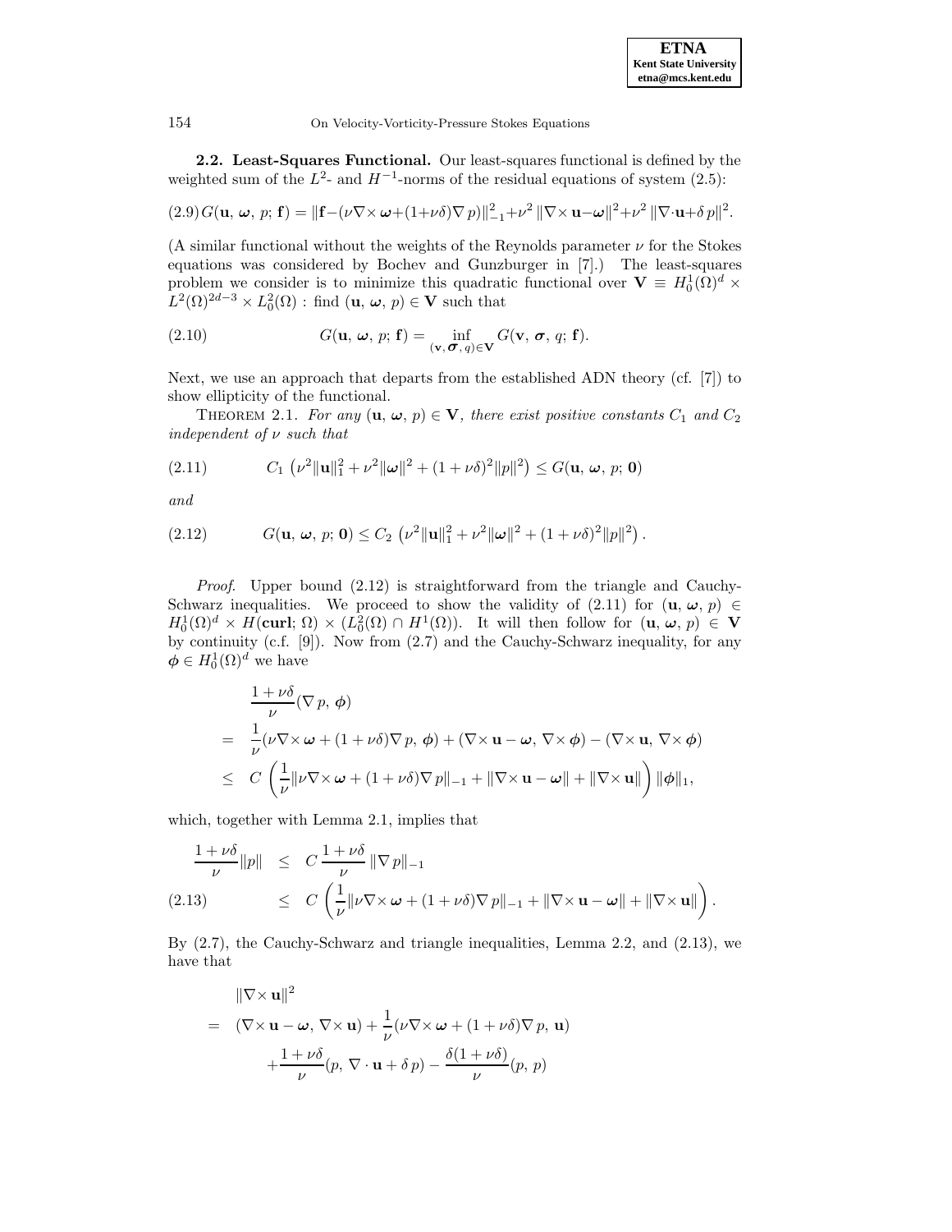**2.2. Least-Squares Functional.** Our least-squares functional is defined by the weighted sum of the $L^2$- and $H^{-1}$-norms of the residual equations of system (2.5):

$$G(\mathbf{u},\,\boldsymbol{\omega},\,p;\,\mathbf{f}) = \|\mathbf{f}-(\nu\nabla\times\boldsymbol{\omega}+(1+\nu\delta)\nabla\,p)\|_{-1}^2+\nu^2\,\|\nabla\times\mathbf{u}-\boldsymbol{\omega}\|^2+\nu^2\,\|\nabla\cdot\mathbf{u}+\delta\,p\|^2. \tag{2.9}$$

(A similar functional without the weights of the Reynolds parameter $\nu$ for the Stokes equations was considered by Bochev and Gunzburger in [7].) The least-squares problem we consider is to minimize this quadratic functional over $\mathbf{V}\equiv H_0^1(\Omega)^d\times L^2(\Omega)^{2d-3}\times L_0^2(\Omega)$ : find $(\mathbf{u},\,\boldsymbol{\omega},\,p)\in\mathbf{V}$ such that

$$G(\mathbf{u},\,\boldsymbol{\omega},\,p;\,\mathbf{f}) = \inf_{(\mathbf{v},\,\boldsymbol{\sigma},\,q)\in\mathbf{V}} G(\mathbf{v},\,\boldsymbol{\sigma},\,q;\,\mathbf{f}). \tag{2.10}$$

Next, we use an approach that departs from the established ADN theory (cf. [7]) to show ellipticity of the functional.

THEOREM 2.1. *For any $(\mathbf{u},\,\boldsymbol{\omega},\,p)\in\mathbf{V}$, there exist positive constants $C_1$ and $C_2$ independent of $\nu$ such that*

$$C_1\left(\nu^2\|\mathbf{u}\|_1^2+\nu^2\|\boldsymbol{\omega}\|^2+(1+\nu\delta)^2\|p\|^2\right)\le G(\mathbf{u},\,\boldsymbol{\omega},\,p;\,\mathbf{0}) \tag{2.11}$$

*and*

$$G(\mathbf{u},\,\boldsymbol{\omega},\,p;\,\mathbf{0})\le C_2\left(\nu^2\|\mathbf{u}\|_1^2+\nu^2\|\boldsymbol{\omega}\|^2+(1+\nu\delta)^2\|p\|^2\right). \tag{2.12}$$

*Proof.* Upper bound (2.12) is straightforward from the triangle and Cauchy-Schwarz inequalities. We proceed to show the validity of (2.11) for $(\mathbf{u},\,\boldsymbol{\omega},\,p)\in H_0^1(\Omega)^d\times H(\mathbf{curl};\,\Omega)\times(L_0^2(\Omega)\cap H^1(\Omega))$. It will then follow for $(\mathbf{u},\,\boldsymbol{\omega},\,p)\in\mathbf{V}$ by continuity (c.f. [9]). Now from (2.7) and the Cauchy-Schwarz inequality, for any $\boldsymbol{\phi}\in H_0^1(\Omega)^d$ we have

$$\begin{aligned}
&\frac{1+\nu\delta}{\nu}(\nabla\,p,\,\boldsymbol{\phi})\\
=&\ \frac{1}{\nu}(\nu\nabla\times\boldsymbol{\omega}+(1+\nu\delta)\nabla\,p,\,\boldsymbol{\phi})+(\nabla\times\mathbf{u}-\boldsymbol{\omega},\,\nabla\times\boldsymbol{\phi})-(\nabla\times\mathbf{u},\,\nabla\times\boldsymbol{\phi})\\
\le&\ C\left(\frac{1}{\nu}\|\nu\nabla\times\boldsymbol{\omega}+(1+\nu\delta)\nabla\,p\|_{-1}+\|\nabla\times\mathbf{u}-\boldsymbol{\omega}\|+\|\nabla\times\mathbf{u}\|\right)\|\boldsymbol{\phi}\|_1,
\end{aligned}$$

which, together with Lemma 2.1, implies that

$$\begin{aligned}
\frac{1+\nu\delta}{\nu}\|p\| &\le C\,\frac{1+\nu\delta}{\nu}\,\|\nabla\,p\|_{-1}\\
&\le C\left(\frac{1}{\nu}\|\nu\nabla\times\boldsymbol{\omega}+(1+\nu\delta)\nabla\,p\|_{-1}+\|\nabla\times\mathbf{u}-\boldsymbol{\omega}\|+\|\nabla\times\mathbf{u}\|\right).
\end{aligned} \tag{2.13}$$

By (2.7), the Cauchy-Schwarz and triangle inequalities, Lemma 2.2, and (2.13), we have that

$$\begin{aligned}
&\|\nabla\times\mathbf{u}\|^2\\
=&\ (\nabla\times\mathbf{u}-\boldsymbol{\omega},\,\nabla\times\mathbf{u})+\frac{1}{\nu}(\nu\nabla\times\boldsymbol{\omega}+(1+\nu\delta)\nabla\,p,\,\mathbf{u})\\
&+\frac{1+\nu\delta}{\nu}(p,\,\nabla\cdot\mathbf{u}+\delta\,p)-\frac{\delta(1+\nu\delta)}{\nu}(p,\,p)
\end{aligned}$$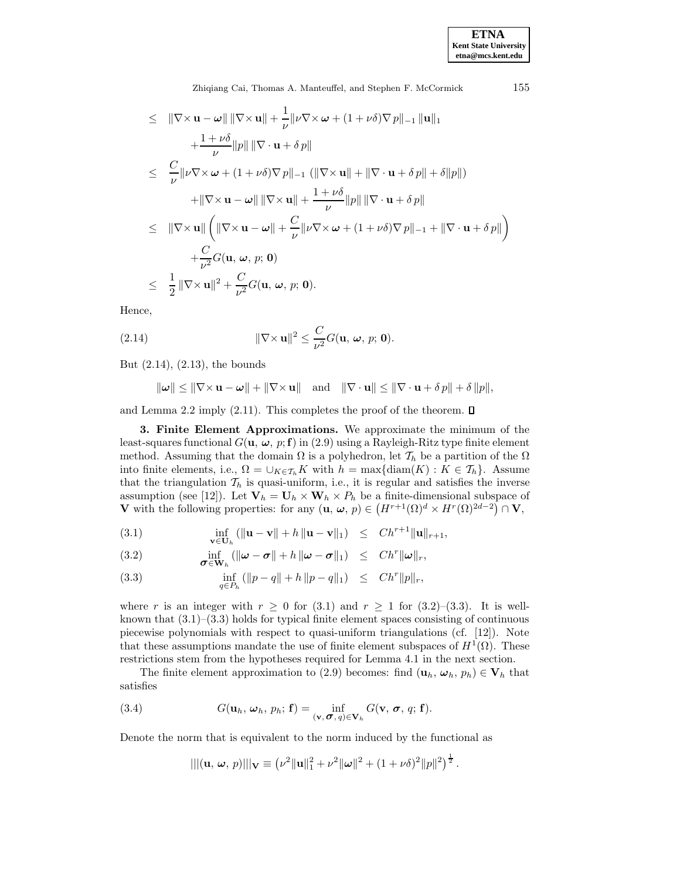$$
\begin{aligned}
&\leq \|\nabla\times \mathbf{u} - \boldsymbol{\omega}\|\,\|\nabla\times \mathbf{u}\| + \frac{1}{\nu}\|\nu\nabla\times\boldsymbol{\omega} + (1+\nu\delta)\nabla p\|_{-1}\,\|\mathbf{u}\|_1 \\
&\qquad + \frac{1+\nu\delta}{\nu}\|p\|\,\|\nabla\cdot\mathbf{u} + \delta\, p\| \\
&\leq \frac{C}{\nu}\|\nu\nabla\times\boldsymbol{\omega} + (1+\nu\delta)\nabla p\|_{-1}\,\left(\|\nabla\times\mathbf{u}\| + \|\nabla\cdot\mathbf{u} + \delta\, p\| + \delta\|p\|\right) \\
&\qquad + \|\nabla\times\mathbf{u} - \boldsymbol{\omega}\|\,\|\nabla\times\mathbf{u}\| + \frac{1+\nu\delta}{\nu}\|p\|\,\|\nabla\cdot\mathbf{u} + \delta\, p\| \\
&\leq \|\nabla\times\mathbf{u}\|\left(\|\nabla\times\mathbf{u} - \boldsymbol{\omega}\| + \frac{C}{\nu}\|\nu\nabla\times\boldsymbol{\omega} + (1+\nu\delta)\nabla p\|_{-1} + \|\nabla\cdot\mathbf{u} + \delta\, p\|\right) \\
&\qquad + \frac{C}{\nu^2}G(\mathbf{u},\,\boldsymbol{\omega},\,p;\,\mathbf{0}) \\
&\leq \frac{1}{2}\,\|\nabla\times\mathbf{u}\|^2 + \frac{C}{\nu^2}G(\mathbf{u},\,\boldsymbol{\omega},\,p;\,\mathbf{0}).
\end{aligned}
$$

Hence,

$$
\|\nabla\times\mathbf{u}\|^2 \leq \frac{C}{\nu^2}G(\mathbf{u},\,\boldsymbol{\omega},\,p;\,\mathbf{0}). \tag{2.14}
$$

But (2.14), (2.13), the bounds

$$
\|\boldsymbol{\omega}\| \leq \|\nabla\times\mathbf{u} - \boldsymbol{\omega}\| + \|\nabla\times\mathbf{u}\| \quad \text{and} \quad \|\nabla\cdot\mathbf{u}\| \leq \|\nabla\cdot\mathbf{u} + \delta\, p\| + \delta\,\|p\|,
$$

and Lemma 2.2 imply (2.11). This completes the proof of the theorem. □

**3. Finite Element Approximations.** We approximate the minimum of the least-squares functional $G(\mathbf{u},\,\boldsymbol{\omega},\,p;\mathbf{f})$ in (2.9) using a Rayleigh-Ritz type finite element method. Assuming that the domain $\Omega$ is a polyhedron, let $\mathcal{T}_h$ be a partition of the $\Omega$ into finite elements, i.e., $\Omega = \cup_{K\in\mathcal{T}_h}K$ with $h = \max\{\text{diam}(K) : K \in \mathcal{T}_h\}$. Assume that the triangulation $\mathcal{T}_h$ is quasi-uniform, i.e., it is regular and satisfies the inverse assumption (see [12]). Let $\mathbf{V}_h = \mathbf{U}_h \times \mathbf{W}_h \times P_h$ be a finite-dimensional subspace of $\mathbf{V}$ with the following properties: for any $(\mathbf{u},\,\boldsymbol{\omega},\,p) \in \left(H^{r+1}(\Omega)^d \times H^r(\Omega)^{2d-2}\right) \cap \mathbf{V}$,

$$
\inf_{\mathbf{v}\in\mathbf{U}_h}\left(\|\mathbf{u}-\mathbf{v}\| + h\,\|\mathbf{u}-\mathbf{v}\|_1\right) \quad \leq \quad Ch^{r+1}\|\mathbf{u}\|_{r+1}, \tag{3.1}
$$

$$
\inf_{\boldsymbol{\sigma}\in\mathbf{W}_h}\left(\|\boldsymbol{\omega}-\boldsymbol{\sigma}\| + h\,\|\boldsymbol{\omega}-\boldsymbol{\sigma}\|_1\right) \quad \leq \quad Ch^{r}\|\boldsymbol{\omega}\|_{r}, \tag{3.2}
$$

$$
\inf_{q\in P_h}\left(\|p-q\| + h\,\|p-q\|_1\right) \quad \leq \quad Ch^{r}\|p\|_{r}, \tag{3.3}
$$

where $r$ is an integer with $r \geq 0$ for (3.1) and $r \geq 1$ for (3.2)–(3.3). It is well-known that (3.1)–(3.3) holds for typical finite element spaces consisting of continuous piecewise polynomials with respect to quasi-uniform triangulations (cf. [12]). Note that these assumptions mandate the use of finite element subspaces of $H^1(\Omega)$. These restrictions stem from the hypotheses required for Lemma 4.1 in the next section.

The finite element approximation to (2.9) becomes: find $(\mathbf{u}_h,\,\boldsymbol{\omega}_h,\,p_h) \in \mathbf{V}_h$ that satisfies

$$
G(\mathbf{u}_h,\,\boldsymbol{\omega}_h,\,p_h;\,\mathbf{f}) = \inf_{(\mathbf{v},\,\boldsymbol{\sigma},\,q)\in\mathbf{V}_h} G(\mathbf{v},\,\boldsymbol{\sigma},\,q;\,\mathbf{f}). \tag{3.4}
$$

Denote the norm that is equivalent to the norm induced by the functional as

$$
|||(\mathbf{u},\,\boldsymbol{\omega},\,p)|||_{\mathbf{V}} \equiv \left(\nu^2\|\mathbf{u}\|_1^2 + \nu^2\|\boldsymbol{\omega}\|^2 + (1+\nu\delta)^2\|p\|^2\right)^{\frac{1}{2}}.
$$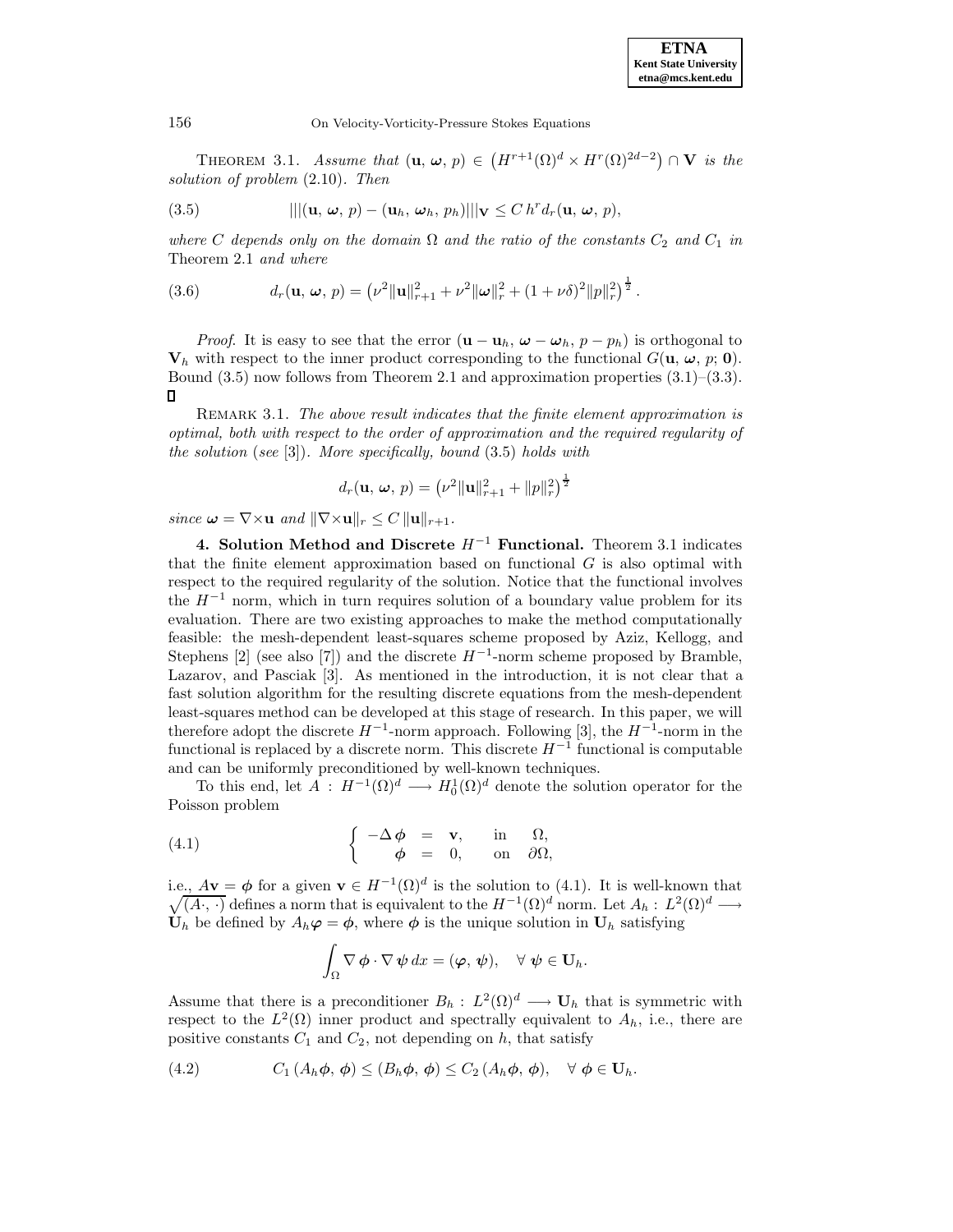THEOREM 3.1. *Assume that* $(\mathbf{u}, \boldsymbol{\omega}, p) \in \left(H^{r+1}(\Omega)^d \times H^r(\Omega)^{2d-2}\right) \cap \mathbf{V}$ *is the solution of problem* (2.10). *Then*

$$|||(\mathbf{u}, \boldsymbol{\omega}, p) - (\mathbf{u}_h, \boldsymbol{\omega}_h, p_h)|||_{\mathbf{V}} \leq C\, h^r d_r(\mathbf{u}, \boldsymbol{\omega}, p), \tag{3.5}$$

*where* $C$ *depends only on the domain* $\Omega$ *and the ratio of the constants* $C_2$ *and* $C_1$ *in* Theorem 2.1 *and where*

$$d_r(\mathbf{u}, \boldsymbol{\omega}, p) = \left(\nu^2 \|\mathbf{u}\|_{r+1}^2 + \nu^2 \|\boldsymbol{\omega}\|_r^2 + (1+\nu\delta)^2 \|p\|_r^2\right)^{\frac{1}{2}}. \tag{3.6}$$

*Proof.* It is easy to see that the error $(\mathbf{u} - \mathbf{u}_h, \boldsymbol{\omega} - \boldsymbol{\omega}_h, p - p_h)$ is orthogonal to $\mathbf{V}_h$ with respect to the inner product corresponding to the functional $G(\mathbf{u}, \boldsymbol{\omega}, p; \mathbf{0})$. Bound (3.5) now follows from Theorem 2.1 and approximation properties (3.1)–(3.3). ∎

REMARK 3.1. *The above result indicates that the finite element approximation is optimal, both with respect to the order of approximation and the required regularity of the solution* (*see* [3]). *More specifically, bound* (3.5) *holds with*

$$d_r(\mathbf{u}, \boldsymbol{\omega}, p) = \left(\nu^2 \|\mathbf{u}\|_{r+1}^2 + \|p\|_r^2\right)^{\frac{1}{2}}$$

*since* $\boldsymbol{\omega} = \nabla\times\mathbf{u}$ *and* $\|\nabla\times\mathbf{u}\|_r \leq C\, \|\mathbf{u}\|_{r+1}$.

## 4. Solution Method and Discrete $H^{-1}$ Functional.

Theorem 3.1 indicates that the finite element approximation based on functional $G$ is also optimal with respect to the required regularity of the solution. Notice that the functional involves the $H^{-1}$ norm, which in turn requires solution of a boundary value problem for its evaluation. There are two existing approaches to make the method computationally feasible: the mesh-dependent least-squares scheme proposed by Aziz, Kellogg, and Stephens [2] (see also [7]) and the discrete $H^{-1}$-norm scheme proposed by Bramble, Lazarov, and Pasciak [3]. As mentioned in the introduction, it is not clear that a fast solution algorithm for the resulting discrete equations from the mesh-dependent least-squares method can be developed at this stage of research. In this paper, we will therefore adopt the discrete $H^{-1}$-norm approach. Following [3], the $H^{-1}$-norm in the functional is replaced by a discrete norm. This discrete $H^{-1}$ functional is computable and can be uniformly preconditioned by well-known techniques.

To this end, let $A : H^{-1}(\Omega)^d \longrightarrow H_0^1(\Omega)^d$ denote the solution operator for the Poisson problem

$$\left\{ \begin{array}{rcll} -\Delta\,\boldsymbol{\phi} & = & \mathbf{v}, & \text{in} \quad \Omega, \\ \boldsymbol{\phi} & = & 0, & \text{on} \quad \partial\Omega, \end{array} \right. \tag{4.1}$$

i.e., $A\mathbf{v} = \boldsymbol{\phi}$ for a given $\mathbf{v} \in H^{-1}(\Omega)^d$ is the solution to (4.1). It is well-known that $\sqrt{(A\cdot, \cdot)}$ defines a norm that is equivalent to the $H^{-1}(\Omega)^d$ norm. Let $A_h : L^2(\Omega)^d \longrightarrow \mathbf{U}_h$ be defined by $A_h\boldsymbol{\varphi} = \boldsymbol{\phi}$, where $\boldsymbol{\phi}$ is the unique solution in $\mathbf{U}_h$ satisfying

$$\int_\Omega \nabla\,\boldsymbol{\phi}\cdot\nabla\,\boldsymbol{\psi}\,dx = (\boldsymbol{\varphi}, \boldsymbol{\psi}), \quad \forall\ \boldsymbol{\psi} \in \mathbf{U}_h.$$

Assume that there is a preconditioner $B_h : L^2(\Omega)^d \longrightarrow \mathbf{U}_h$ that is symmetric with respect to the $L^2(\Omega)$ inner product and spectrally equivalent to $A_h$, i.e., there are positive constants $C_1$ and $C_2$, not depending on $h$, that satisfy

$$C_1\,(A_h\boldsymbol{\phi}, \boldsymbol{\phi}) \leq (B_h\boldsymbol{\phi}, \boldsymbol{\phi}) \leq C_2\,(A_h\boldsymbol{\phi}, \boldsymbol{\phi}), \quad \forall\ \boldsymbol{\phi} \in \mathbf{U}_h. \tag{4.2}$$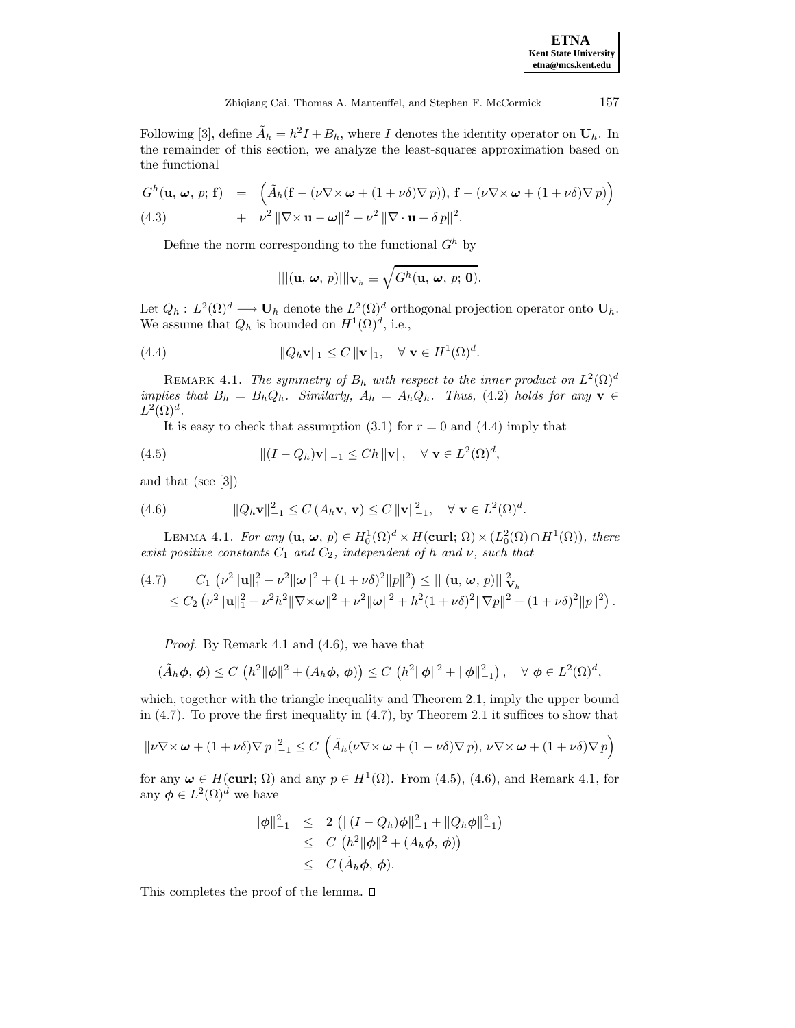Following [3], define $\tilde{A}_h = h^2 I + B_h$, where $I$ denotes the identity operator on $\mathbf{U}_h$. In the remainder of this section, we analyze the least-squares approximation based on the functional

$$
\begin{aligned}
G^h(\mathbf{u},\,\boldsymbol{\omega},\,p;\,\mathbf{f}) \;&=\; \Big(\tilde{A}_h(\mathbf{f} - (\nu\nabla\times\boldsymbol{\omega} + (1+\nu\delta)\nabla\,p)),\,\mathbf{f} - (\nu\nabla\times\boldsymbol{\omega} + (1+\nu\delta)\nabla\,p)\Big) \\
&\quad+\; \nu^2\,\|\nabla\times\mathbf{u} - \boldsymbol{\omega}\|^2 + \nu^2\,\|\nabla\cdot\mathbf{u} + \delta\,p\|^2.
\end{aligned}
\tag{4.3}
$$

Define the norm corresponding to the functional $G^h$ by

$$
|||(\mathbf{u},\,\boldsymbol{\omega},\,p)|||_{\mathbf{V}_h} \equiv \sqrt{G^h(\mathbf{u},\,\boldsymbol{\omega},\,p;\,\mathbf{0})}.
$$

Let $Q_h : L^2(\Omega)^d \longrightarrow \mathbf{U}_h$ denote the $L^2(\Omega)^d$ orthogonal projection operator onto $\mathbf{U}_h$. We assume that $Q_h$ is bounded on $H^1(\Omega)^d$, i.e.,

$$
\|Q_h\mathbf{v}\|_1 \leq C\,\|\mathbf{v}\|_1, \quad \forall\;\mathbf{v}\in H^1(\Omega)^d. \tag{4.4}
$$

REMARK 4.1. *The symmetry of $B_h$ with respect to the inner product on $L^2(\Omega)^d$ implies that $B_h = B_hQ_h$. Similarly, $A_h = A_hQ_h$. Thus, (4.2) holds for any $\mathbf{v}\in L^2(\Omega)^d$.*

It is easy to check that assumption (3.1) for $r = 0$ and (4.4) imply that

$$
\|(I - Q_h)\mathbf{v}\|_{-1} \leq Ch\,\|\mathbf{v}\|, \quad \forall\;\mathbf{v}\in L^2(\Omega)^d, \tag{4.5}
$$

and that (see [3])

$$
\|Q_h\mathbf{v}\|_{-1}^2 \leq C\,(A_h\mathbf{v},\,\mathbf{v}) \leq C\,\|\mathbf{v}\|_{-1}^2, \quad \forall\;\mathbf{v}\in L^2(\Omega)^d. \tag{4.6}
$$

LEMMA 4.1. *For any $(\mathbf{u},\,\boldsymbol{\omega},\,p)\in H_0^1(\Omega)^d\times H(\mathbf{curl};\,\Omega)\times(L_0^2(\Omega)\cap H^1(\Omega))$, there exist positive constants $C_1$ and $C_2$, independent of $h$ and $\nu$, such that*

$$
\begin{aligned}
&C_1\left(\nu^2\|\mathbf{u}\|_1^2 + \nu^2\|\boldsymbol{\omega}\|^2 + (1+\nu\delta)^2\|p\|^2\right) \leq |||(\mathbf{u},\,\boldsymbol{\omega},\,p)|||_{\mathbf{V}_h}^2 \\
&\quad\leq C_2\left(\nu^2\|\mathbf{u}\|_1^2 + \nu^2h^2\|\nabla\times\boldsymbol{\omega}\|^2 + \nu^2\|\boldsymbol{\omega}\|^2 + h^2(1+\nu\delta)^2\|\nabla p\|^2 + (1+\nu\delta)^2\|p\|^2\right).
\end{aligned}
\tag{4.7}
$$

*Proof*. By Remark 4.1 and (4.6), we have that

$$
(\tilde{A}_h\boldsymbol{\phi},\,\boldsymbol{\phi}) \leq C\,\left(h^2\|\boldsymbol{\phi}\|^2 + (A_h\boldsymbol{\phi},\,\boldsymbol{\phi})\right) \leq C\,\left(h^2\|\boldsymbol{\phi}\|^2 + \|\boldsymbol{\phi}\|_{-1}^2\right), \quad \forall\;\boldsymbol{\phi}\in L^2(\Omega)^d,
$$

which, together with the triangle inequality and Theorem 2.1, imply the upper bound in (4.7). To prove the first inequality in (4.7), by Theorem 2.1 it suffices to show that

$$
\|\nu\nabla\times\boldsymbol{\omega} + (1+\nu\delta)\nabla\,p\|_{-1}^2 \leq C\,\left(\tilde{A}_h(\nu\nabla\times\boldsymbol{\omega} + (1+\nu\delta)\nabla\,p),\,\nu\nabla\times\boldsymbol{\omega} + (1+\nu\delta)\nabla\,p\right)
$$

for any $\boldsymbol{\omega}\in H(\mathbf{curl};\,\Omega)$ and any $p\in H^1(\Omega)$. From (4.5), (4.6), and Remark 4.1, for any $\boldsymbol{\phi}\in L^2(\Omega)^d$ we have

$$
\begin{aligned}
\|\boldsymbol{\phi}\|_{-1}^2 \;&\leq\; 2\,\left(\|(I - Q_h)\boldsymbol{\phi}\|_{-1}^2 + \|Q_h\boldsymbol{\phi}\|_{-1}^2\right) \\
&\leq\; C\,\left(h^2\|\boldsymbol{\phi}\|^2 + (A_h\boldsymbol{\phi},\,\boldsymbol{\phi})\right) \\
&\leq\; C\,(\tilde{A}_h\boldsymbol{\phi},\,\boldsymbol{\phi}).
\end{aligned}
$$

This completes the proof of the lemma. ∎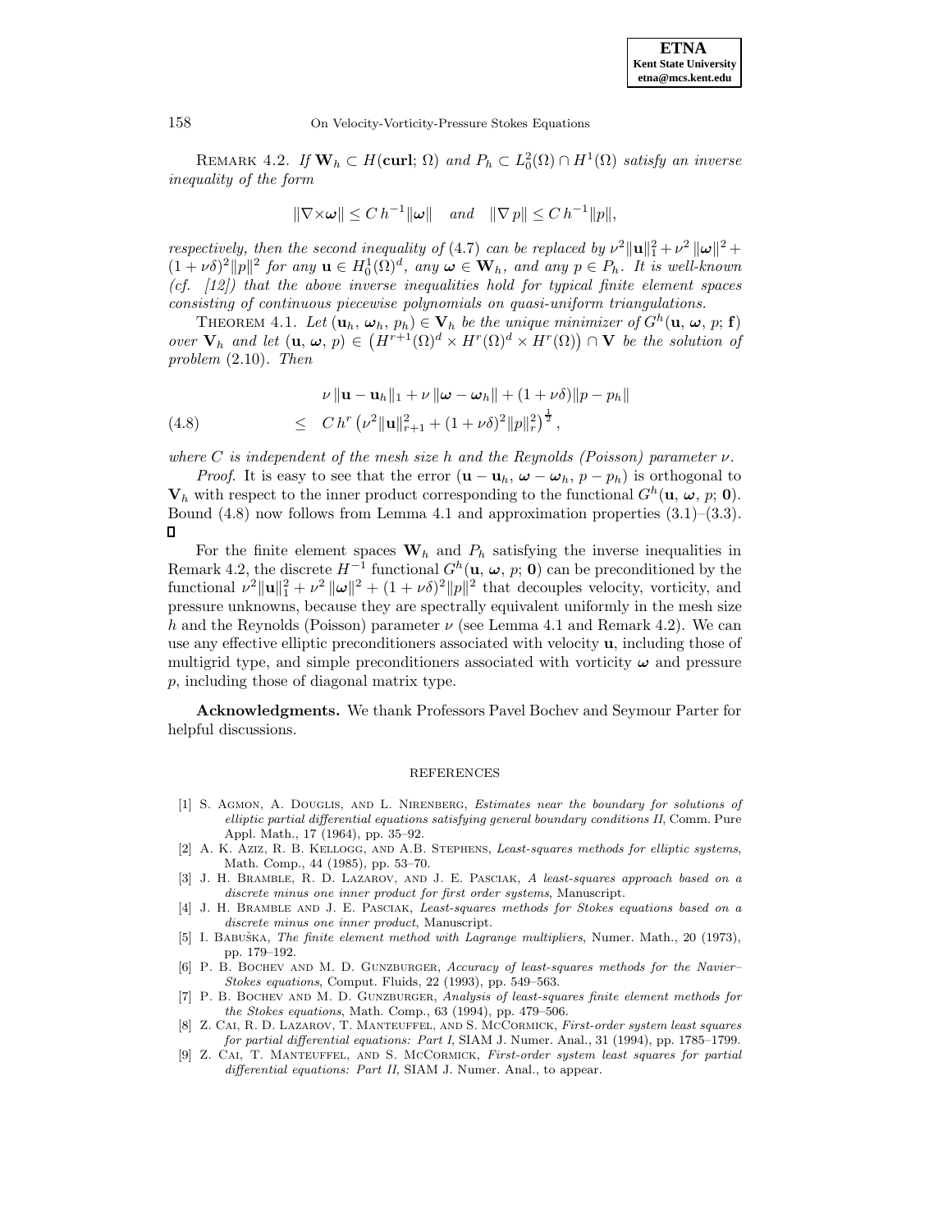REMARK 4.2. *If $\mathbf{W}_h \subset H(\mathbf{curl};\,\Omega)$ and $P_h \subset L^2_0(\Omega) \cap H^1(\Omega)$ satisfy an inverse inequality of the form*

$$\|\nabla\times\boldsymbol{\omega}\| \le C\,h^{-1}\|\boldsymbol{\omega}\| \quad \text{and} \quad \|\nabla\, p\| \le C\,h^{-1}\|p\|,$$

*respectively, then the second inequality of* (4.7) *can be replaced by* $\nu^2\|\mathbf{u}\|_1^2 + \nu^2\,\|\boldsymbol{\omega}\|^2 + (1+\nu\delta)^2\|p\|^2$ *for any* $\mathbf{u} \in H^1_0(\Omega)^d$*, any* $\boldsymbol{\omega} \in \mathbf{W}_h$*, and any* $p \in P_h$*. It is well-known (cf. [12]) that the above inverse inequalities hold for typical finite element spaces consisting of continuous piecewise polynomials on quasi-uniform triangulations.*

THEOREM 4.1. *Let* $(\mathbf{u}_h,\,\boldsymbol{\omega}_h,\,p_h) \in \mathbf{V}_h$ *be the unique minimizer of* $G^h(\mathbf{u},\,\boldsymbol{\omega},\,p;\,\mathbf{f})$ *over* $\mathbf{V}_h$ *and let* $(\mathbf{u},\,\boldsymbol{\omega},\,p) \in \left(H^{r+1}(\Omega)^d \times H^r(\Omega)^d \times H^r(\Omega)\right) \cap \mathbf{V}$ *be the solution of problem* (2.10)*. Then*

$$\begin{aligned} &\nu\,\|\mathbf{u}-\mathbf{u}_h\|_1 + \nu\,\|\boldsymbol{\omega}-\boldsymbol{\omega}_h\| + (1+\nu\delta)\|p-p_h\| \\ &\le \;\; C\,h^r\left(\nu^2\|\mathbf{u}\|_{r+1}^2 + (1+\nu\delta)^2\|p\|_r^2\right)^{\frac{1}{2}}, \end{aligned} \tag{4.8}$$

*where* $C$ *is independent of the mesh size* $h$ *and the Reynolds (Poisson) parameter* $\nu$.

*Proof*. It is easy to see that the error $(\mathbf{u}-\mathbf{u}_h,\,\boldsymbol{\omega}-\boldsymbol{\omega}_h,\,p-p_h)$ is orthogonal to $\mathbf{V}_h$ with respect to the inner product corresponding to the functional $G^h(\mathbf{u},\,\boldsymbol{\omega},\,p;\,\mathbf{0})$. Bound (4.8) now follows from Lemma 4.1 and approximation properties (3.1)–(3.3). ∎

For the finite element spaces $\mathbf{W}_h$ and $P_h$ satisfying the inverse inequalities in Remark 4.2, the discrete $H^{-1}$ functional $G^h(\mathbf{u},\,\boldsymbol{\omega},\,p;\,\mathbf{0})$ can be preconditioned by the functional $\nu^2\|\mathbf{u}\|_1^2 + \nu^2\,\|\boldsymbol{\omega}\|^2 + (1+\nu\delta)^2\|p\|^2$ that decouples velocity, vorticity, and pressure unknowns, because they are spectrally equivalent uniformly in the mesh size $h$ and the Reynolds (Poisson) parameter $\nu$ (see Lemma 4.1 and Remark 4.2). We can use any effective elliptic preconditioners associated with velocity $\mathbf{u}$, including those of multigrid type, and simple preconditioners associated with vorticity $\boldsymbol{\omega}$ and pressure $p$, including those of diagonal matrix type.

**Acknowledgments.** We thank Professors Pavel Bochev and Seymour Parter for helpful discussions.

## REFERENCES

[1] S. Agmon, A. Douglis, and L. Nirenberg, *Estimates near the boundary for solutions of elliptic partial differential equations satisfying general boundary conditions II*, Comm. Pure Appl. Math., 17 (1964), pp. 35–92.

[2] A. K. Aziz, R. B. Kellogg, and A.B. Stephens, *Least-squares methods for elliptic systems*, Math. Comp., 44 (1985), pp. 53–70.

[3] J. H. Bramble, R. D. Lazarov, and J. E. Pasciak, *A least-squares approach based on a discrete minus one inner product for first order systems*, Manuscript.

[4] J. H. Bramble and J. E. Pasciak, *Least-squares methods for Stokes equations based on a discrete minus one inner product*, Manuscript.

[5] I. Babuška, *The finite element method with Lagrange multipliers*, Numer. Math., 20 (1973), pp. 179–192.

[6] P. B. Bochev and M. D. Gunzburger, *Accuracy of least-squares methods for the Navier–Stokes equations*, Comput. Fluids, 22 (1993), pp. 549–563.

[7] P. B. Bochev and M. D. Gunzburger, *Analysis of least-squares finite element methods for the Stokes equations*, Math. Comp., 63 (1994), pp. 479–506.

[8] Z. Cai, R. D. Lazarov, T. Manteuffel, and S. McCormick, *First-order system least squares for partial differential equations: Part I*, SIAM J. Numer. Anal., 31 (1994), pp. 1785–1799.

[9] Z. Cai, T. Manteuffel, and S. McCormick, *First-order system least squares for partial differential equations: Part II*, SIAM J. Numer. Anal., to appear.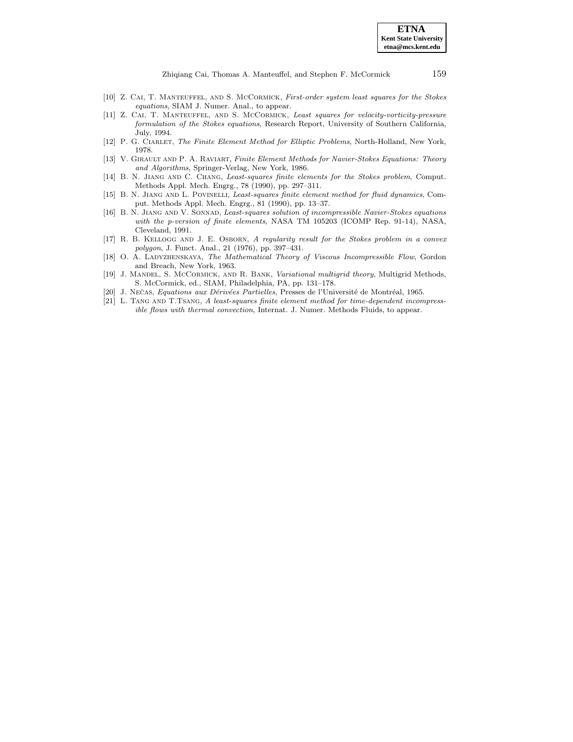[10] Z. Cai, T. Manteuffel, and S. McCormick, *First-order system least squares for the Stokes equations*, SIAM J. Numer. Anal., to appear.

[11] Z. Cai, T. Manteuffel, and S. McCormick, *Least squares for velocity-vorticity-pressure formulation of the Stokes equations*, Research Report, University of Southern California, July, 1994.

[12] P. G. Ciarlet, *The Finite Element Method for Elliptic Problems*, North-Holland, New York, 1978.

[13] V. Girault and P. A. Raviart, *Finite Element Methods for Navier-Stokes Equations: Theory and Algorithms*, Springer-Verlag, New York, 1986.

[14] B. N. Jiang and C. Chang, *Least-squares finite elements for the Stokes problem*, Comput. Methods Appl. Mech. Engrg., 78 (1990), pp. 297–311.

[15] B. N. Jiang and L. Povinelli, *Least-squares finite element method for fluid dynamics*, Comput. Methods Appl. Mech. Engrg., 81 (1990), pp. 13–37.

[16] B. N. Jiang and V. Sonnad, *Least-squares solution of incompressible Navier-Stokes equations with the p-version of finite elements*, NASA TM 105203 (ICOMP Rep. 91-14), NASA, Cleveland, 1991.

[17] R. B. Kellogg and J. E. Osborn, *A regularity result for the Stokes problem in a convex polygon*, J. Funct. Anal., 21 (1976), pp. 397–431.

[18] O. A. Ladyzhenskaya, *The Mathematical Theory of Viscous Incompressible Flow*, Gordon and Breach, New York, 1963.

[19] J. Mandel, S. McCormick, and R. Bank, *Variational multigrid theory*, Multigrid Methods, S. McCormick, ed., SIAM, Philadelphia, PA, pp. 131–178.

[20] J. Nečas, *Equations aux Dérivées Partielles*, Presses de l'Université de Montréal, 1965.

[21] L. Tang and T.Tsang, *A least-squares finite element method for time-dependent incompressible flows with thermal convection*, Internat. J. Numer. Methods Fluids, to appear.